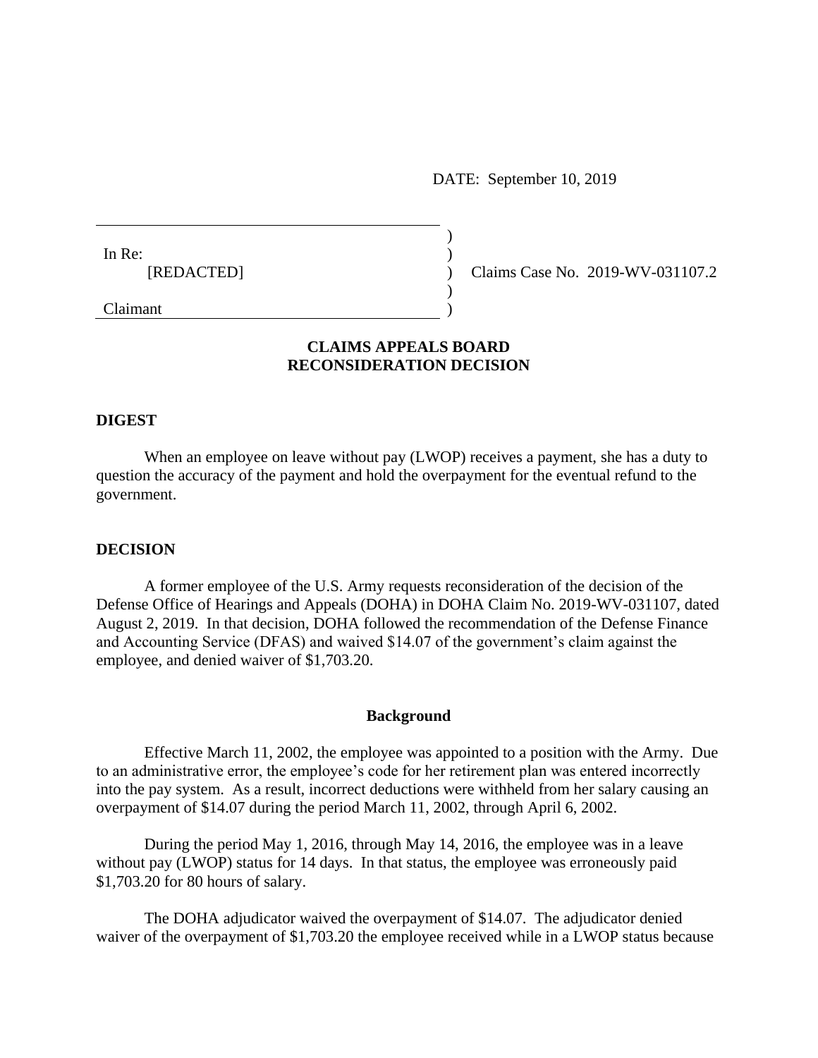DATE: September 10, 2019

In Re:
[REDACTED]

Claimant

Claims Case No. 2019-WV-031107.2

## CLAIMS APPEALS BOARD RECONSIDERATION DECISION

### DIGEST

When an employee on leave without pay (LWOP) receives a payment, she has a duty to question the accuracy of the payment and hold the overpayment for the eventual refund to the government.

### DECISION

A former employee of the U.S. Army requests reconsideration of the decision of the Defense Office of Hearings and Appeals (DOHA) in DOHA Claim No. 2019-WV-031107, dated August 2, 2019. In that decision, DOHA followed the recommendation of the Defense Finance and Accounting Service (DFAS) and waived $14.07 of the government's claim against the employee, and denied waiver of $1,703.20.

#### Background

Effective March 11, 2002, the employee was appointed to a position with the Army. Due to an administrative error, the employee's code for her retirement plan was entered incorrectly into the pay system. As a result, incorrect deductions were withheld from her salary causing an overpayment of $14.07 during the period March 11, 2002, through April 6, 2002.

During the period May 1, 2016, through May 14, 2016, the employee was in a leave without pay (LWOP) status for 14 days. In that status, the employee was erroneously paid $1,703.20 for 80 hours of salary.

The DOHA adjudicator waived the overpayment of $14.07. The adjudicator denied waiver of the overpayment of $1,703.20 the employee received while in a LWOP status because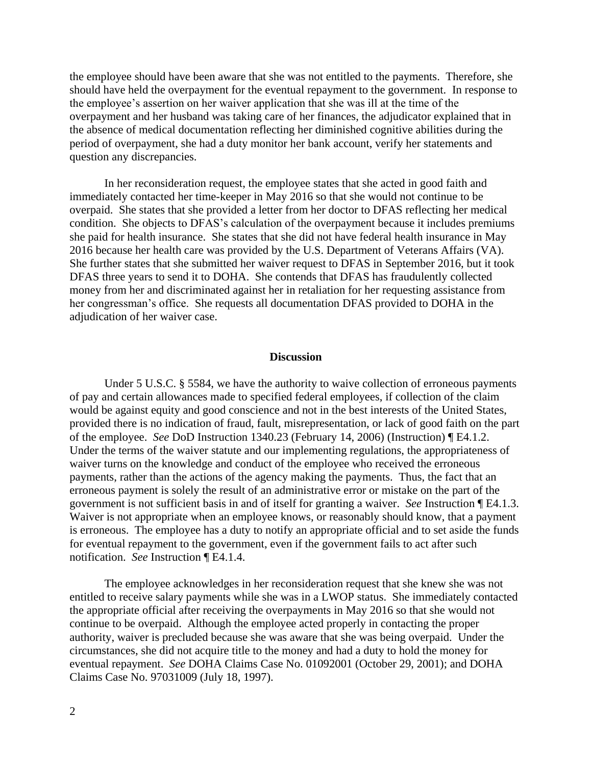the employee should have been aware that she was not entitled to the payments. Therefore, she should have held the overpayment for the eventual repayment to the government. In response to the employee's assertion on her waiver application that she was ill at the time of the overpayment and her husband was taking care of her finances, the adjudicator explained that in the absence of medical documentation reflecting her diminished cognitive abilities during the period of overpayment, she had a duty monitor her bank account, verify her statements and question any discrepancies.

In her reconsideration request, the employee states that she acted in good faith and immediately contacted her time-keeper in May 2016 so that she would not continue to be overpaid. She states that she provided a letter from her doctor to DFAS reflecting her medical condition. She objects to DFAS's calculation of the overpayment because it includes premiums she paid for health insurance. She states that she did not have federal health insurance in May 2016 because her health care was provided by the U.S. Department of Veterans Affairs (VA). She further states that she submitted her waiver request to DFAS in September 2016, but it took DFAS three years to send it to DOHA. She contends that DFAS has fraudulently collected money from her and discriminated against her in retaliation for her requesting assistance from her congressman's office. She requests all documentation DFAS provided to DOHA in the adjudication of her waiver case.

## Discussion

Under 5 U.S.C. § 5584, we have the authority to waive collection of erroneous payments of pay and certain allowances made to specified federal employees, if collection of the claim would be against equity and good conscience and not in the best interests of the United States, provided there is no indication of fraud, fault, misrepresentation, or lack of good faith on the part of the employee. *See* DoD Instruction 1340.23 (February 14, 2006) (Instruction) ¶ E4.1.2. Under the terms of the waiver statute and our implementing regulations, the appropriateness of waiver turns on the knowledge and conduct of the employee who received the erroneous payments, rather than the actions of the agency making the payments. Thus, the fact that an erroneous payment is solely the result of an administrative error or mistake on the part of the government is not sufficient basis in and of itself for granting a waiver. *See* Instruction ¶ E4.1.3. Waiver is not appropriate when an employee knows, or reasonably should know, that a payment is erroneous. The employee has a duty to notify an appropriate official and to set aside the funds for eventual repayment to the government, even if the government fails to act after such notification. *See* Instruction ¶ E4.1.4.

The employee acknowledges in her reconsideration request that she knew she was not entitled to receive salary payments while she was in a LWOP status. She immediately contacted the appropriate official after receiving the overpayments in May 2016 so that she would not continue to be overpaid. Although the employee acted properly in contacting the proper authority, waiver is precluded because she was aware that she was being overpaid. Under the circumstances, she did not acquire title to the money and had a duty to hold the money for eventual repayment. *See* DOHA Claims Case No. 01092001 (October 29, 2001); and DOHA Claims Case No. 97031009 (July 18, 1997).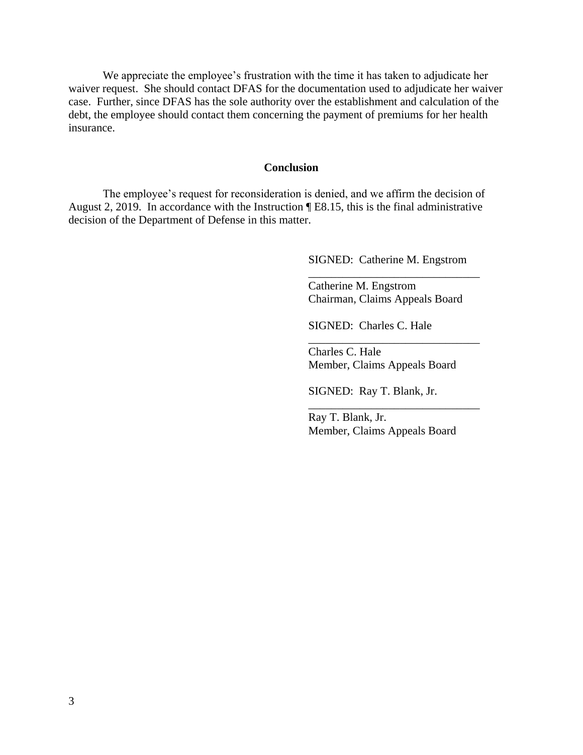We appreciate the employee's frustration with the time it has taken to adjudicate her waiver request. She should contact DFAS for the documentation used to adjudicate her waiver case. Further, since DFAS has the sole authority over the establishment and calculation of the debt, the employee should contact them concerning the payment of premiums for her health insurance.

## Conclusion

The employee's request for reconsideration is denied, and we affirm the decision of August 2, 2019. In accordance with the Instruction ¶ E8.15, this is the final administrative decision of the Department of Defense in this matter.

SIGNED: Catherine M. Engstrom

\_\_\_\_\_\_\_\_\_\_\_\_\_\_\_\_\_\_\_\_\_\_\_\_\_\_\_\_\_\_

Catherine M. Engstrom
Chairman, Claims Appeals Board

SIGNED: Charles C. Hale

\_\_\_\_\_\_\_\_\_\_\_\_\_\_\_\_\_\_\_\_\_\_\_\_\_\_\_\_\_\_

Charles C. Hale
Member, Claims Appeals Board

SIGNED: Ray T. Blank, Jr.

\_\_\_\_\_\_\_\_\_\_\_\_\_\_\_\_\_\_\_\_\_\_\_\_\_\_\_\_\_\_

Ray T. Blank, Jr.
Member, Claims Appeals Board